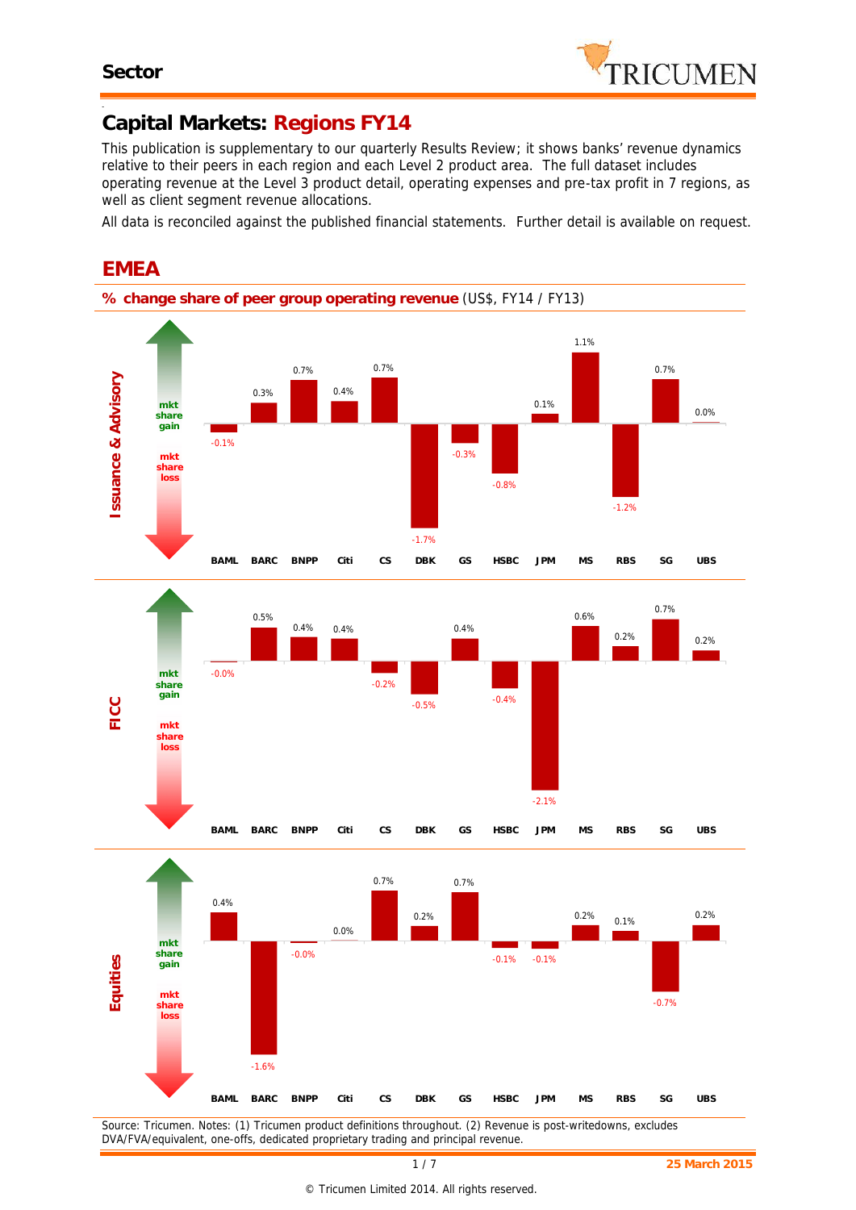Sector

# Capital Markets: Regions FY14

This publication is supplementary to our quarterly Results Review; it shows banks' revenue dynamics relative to their peers in each region and each Level 2 product area. The full dataset includes operating revenue at the Level 3 product detail, operating expenses and pre-tax profit in 7 regions, as well as client segment revenue allocations.

All data is reconciled against the published financial statements. Further detail is available on request.

## EMEA

**% change share of peer group operating revenue** (US$, FY14 / FY13)

| | BAML | BARC | BNPP | Citi | CS | DBK | GS | HSBC | JPM | MS | RBS | SG | UBS |
|---|---|---|---|---|---|---|---|---|---|---|---|---|---|
| Issuance & Advisory | -0.1% | 0.3% | 0.7% | 0.4% | 0.7% | -1.7% | -0.3% | -0.8% | 0.1% | 1.1% | -1.2% | 0.7% | 0.0% |
| FICC | -0.0% | 0.5% | 0.4% | 0.4% | -0.2% | -0.5% | 0.4% | -0.4% | -2.1% | 0.6% | 0.2% | 0.7% | 0.2% |
| Equities | 0.4% | -1.6% | -0.0% | 0.0% | 0.7% | 0.2% | 0.7% | -0.1% | -0.1% | 0.2% | 0.1% | -0.7% | 0.2% |

(Charts: upward arrow = mkt share gain; downward arrow = mkt share loss)

Source: Tricumen. Notes: (1) Tricumen product definitions throughout. (2) Revenue is post-writedowns, excludes DVA/FVA/equivalent, one-offs, dedicated proprietary trading and principal revenue.

25 March 2015

© Tricumen Limited 2014. All rights reserved.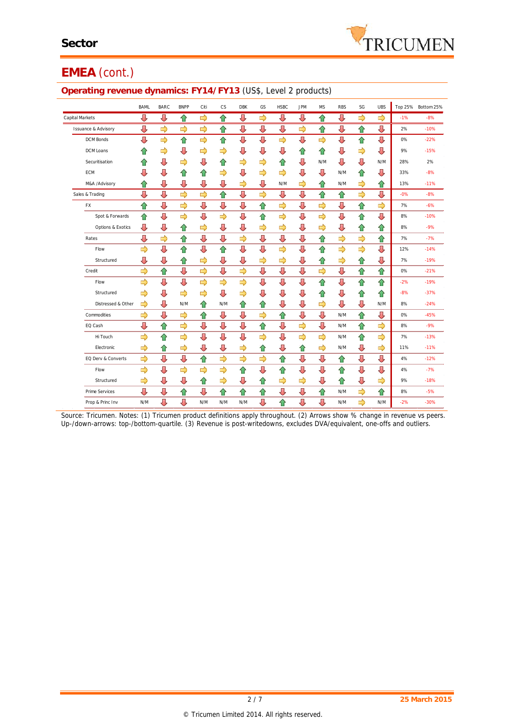# Sector

## EMEA (cont.)

### Operating revenue dynamics: FY14/FY13 (US$, Level 2 products)

| | BAML | BARC | BNPP | Citi | CS | DBK | GS | HSBC | JPM | MS | RBS | SG | UBS | Top 25% | Bottom 25% |
|---|---|---|---|---|---|---|---|---|---|---|---|---|---|---|---|
| Capital Markets | ↓ | ↓ | ↑ | → | ↑ | ↓ | → | ↓ | ↓ | ↑ | ↓ | → | → | -1% | -8% |
| Issuance & Advisory | ↓ | → | → | → | ↑ | ↓ | ↓ | ↓ | → | ↑ | ↓ | ↑ | ↓ | 2% | -10% |
| DCM Bonds | ↓ | → | ↑ | → | ↑ | ↓ | ↓ | → | ↓ | → | ↓ | ↑ | ↓ | 0% | -22% |
| DCM Loans | ↑ | → | ↓ | → | → | ↓ | ↓ | ↓ | ↑ | ↑ | ↓ | → | ↓ | 9% | -15% |
| Securitisation | ↑ | ↓ | → | ↓ | ↑ | → | → | ↑ | ↓ | N/M | ↓ | ↓ | N/M | 28% | 2% |
| ECM | ↓ | ↓ | ↑ | ↑ | → | ↓ | → | → | ↓ | ↓ | N/M | ↑ | ↓ | 33% | -8% |
| M&A /Advisory | ↑ | ↓ | ↓ | ↓ | ↓ | → | ↓ | N/M | → | ↑ | N/M | → | ↑ | 13% | -11% |
| Sales & Trading | ↓ | ↓ | → | → | ↑ | ↓ | → | ↓ | ↓ | ↑ | ↑ | → | ↓ | -0% | -8% |
| FX | ↑ | ↓ | → | ↓ | ↓ | ↓ | ↑ | → | ↓ | → | ↓ | ↑ | → | 7% | -6% |
| Spot & Forwards | ↑ | ↓ | → | ↓ | → | ↓ | ↑ | → | ↓ | → | ↓ | ↑ | ↓ | 8% | -10% |
| Options & Exotics | ↓ | ↓ | ↑ | → | ↓ | ↓ | → | → | ↓ | → | ↓ | ↑ | ↑ | 8% | -9% |
| Rates | ↓ | → | ↑ | ↓ | ↓ | → | ↓ | ↓ | ↓ | ↑ | → | → | ↑ | 7% | -7% |
| Flow | → | ↓ | ↑ | ↓ | ↑ | ↓ | ↓ | → | ↓ | ↑ | → | → | ↓ | 12% | -14% |
| Structured | ↓ | ↓ | ↑ | → | ↓ | ↓ | → | → | ↓ | ↑ | → | ↑ | ↓ | 7% | -19% |
| Credit | → | ↑ | ↓ | → | ↓ | → | ↓ | ↓ | ↓ | → | ↓ | ↑ | ↑ | 0% | -21% |
| Flow | → | ↓ | ↓ | → | → | → | ↓ | ↓ | ↓ | ↑ | ↓ | ↑ | ↑ | -2% | -19% |
| Structured | → | ↓ | → | → | ↓ | → | ↓ | ↓ | ↓ | ↑ | ↓ | ↑ | ↑ | -8% | -37% |
| Distressed & Other | → | ↓ | N/M | ↑ | N/M | ↑ | ↑ | ↓ | ↓ | → | ↓ | ↓ | N/M | 8% | -24% |
| Commodities | → | ↓ | → | ↑ | ↓ | ↓ | → | ↑ | ↓ | ↓ | N/M | ↑ | ↓ | 0% | -45% |
| EQ Cash | ↓ | ↑ | → | ↓ | ↓ | ↓ | ↑ | ↓ | → | ↓ | N/M | ↑ | → | 8% | -9% |
| Hi Touch | → | ↑ | → | ↓ | ↓ | ↓ | → | ↓ | → | → | N/M | ↑ | → | 7% | -13% |
| Electronic | → | ↑ | → | ↓ | ↓ | → | ↑ | ↓ | ↑ | → | N/M | ↓ | → | 11% | -11% |
| EQ Derv & Converts | → | ↓ | ↓ | ↑ | → | → | → | ↑ | ↓ | ↓ | ↑ | ↓ | ↓ | 4% | -12% |
| Flow | → | ↓ | → | → | → | ↑ | ↓ | ↑ | ↓ | ↓ | ↑ | ↓ | ↓ | 4% | -7% |
| Structured | → | ↓ | ↓ | ↑ | → | ↓ | ↑ | → | → | ↓ | ↑ | ↓ | → | 9% | -18% |
| Prime Services | ↓ | ↓ | ↑ | ↓ | ↑ | ↑ | ↑ | ↓ | ↓ | ↑ | N/M | → | ↑ | 8% | -5% |
| Prop & Princ Inv | N/M | ↓ | ↓ | N/M | N/M | N/M | ↓ | ↑ | ↓ | ↓ | N/M | → | N/M | -2% | -30% |

Source: Tricumen. Notes: (1) Tricumen product definitions apply throughout. (2) Arrows show % change in revenue vs peers. Up-/down-arrows: top-/bottom-quartile. (3) Revenue is post-writedowns, excludes DVA/equivalent, one-offs and outliers.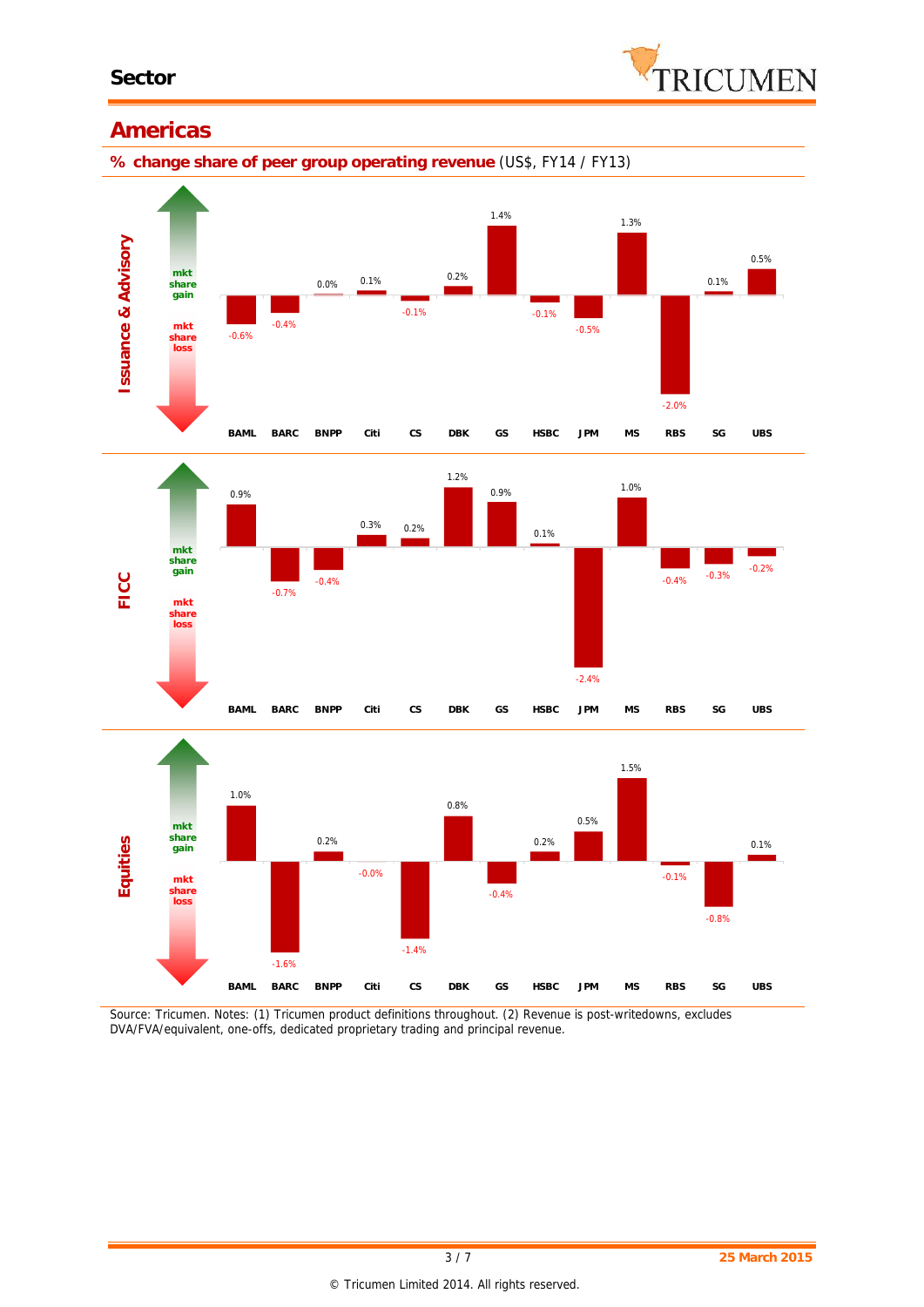## Americas

**% change share of peer group operating revenue** (US$, FY14 / FY13)

| | BAML | BARC | BNPP | Citi | CS | DBK | GS | HSBC | JPM | MS | RBS | SG | UBS |
|---|---|---|---|---|---|---|---|---|---|---|---|---|---|
| Issuance & Advisory | -0.6% | -0.4% | 0.0% | 0.1% | -0.1% | 0.2% | 1.4% | -0.1% | -0.5% | 1.3% | -2.0% | 0.1% | 0.5% |
| FICC | 0.9% | -0.7% | -0.4% | 0.3% | 0.2% | 1.2% | 0.9% | 0.1% | -2.4% | 1.0% | -0.4% | -0.3% | -0.2% |
| Equities | 1.0% | -1.6% | 0.2% | -0.0% | -1.4% | 0.8% | -0.4% | 0.2% | 0.5% | 1.5% | -0.1% | -0.8% | 0.1% |

Source: Tricumen. Notes: (1) Tricumen product definitions throughout. (2) Revenue is post-writedowns, excludes DVA/FVA/equivalent, one-offs, dedicated proprietary trading and principal revenue.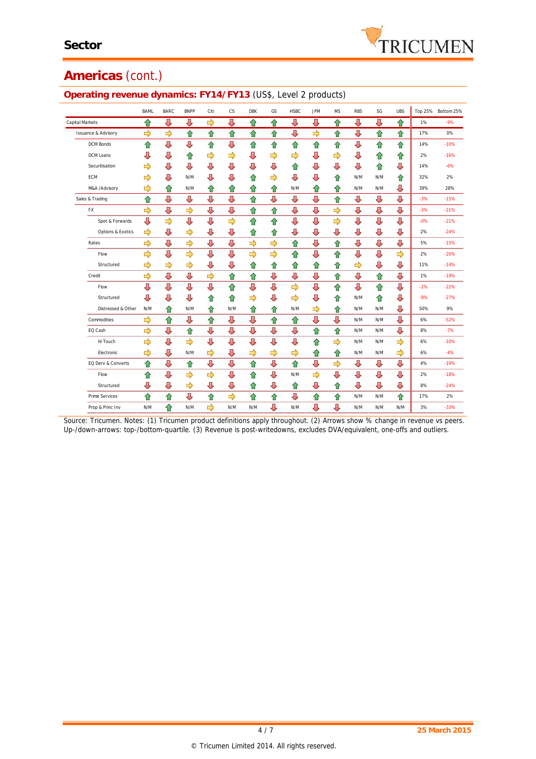## Sector

# Americas (cont.)

## Operating revenue dynamics: FY14/FY13 (US$, Level 2 products)

| | BAML | BARC | BNPP | Citi | CS | DBK | GS | HSBC | JPM | MS | RBS | SG | UBS | Top 25% | Bottom 25% |
|---|---|---|---|---|---|---|---|---|---|---|---|---|---|---|---|
| Capital Markets | ↑ | ↓ | ↓ | ⇒ | ↓ | ↑ | ↑ | ↓ | ↓ | ↑ | ↓ | ↓ | ↑ | 1% | -9% |
| Issuance & Advisory | ⇒ | ⇒ | ↑ | ↑ | ↑ | ↑ | ↑ | ↓ | ⇒ | ↑ | ↓ | ↑ | ↑ | 17% | 0% |
| DCM Bonds | ↑ | ↓ | ↓ | ↑ | ↓ | ↑ | ↑ | ↑ | ↑ | ↑ | ↓ | ↑ | ↑ | 14% | -10% |
| DCM Loans | ↓ | ↓ | ↑ | ⇒ | ⇒ | ↓ | ⇒ | ⇒ | ↓ | ⇒ | ↓ | ↑ | ↑ | 2% | -16% |
| Securitisation | ⇒ | ↓ | ↓ | ↓ | ↓ | ↓ | ↓ | ↑ | ↓ | ↓ | ↓ | ↑ | ↓ | 14% | -6% |
| ECM | ⇒ | ↓ | N/M | ↓ | ↓ | ↑ | ⇒ | ↓ | ↓ | ↑ | N/M | N/M | ↑ | 32% | 2% |
| M&A /Advisory | ⇒ | ↑ | N/M | ↑ | ↑ | ↑ | ↑ | N/M | ↑ | ↑ | N/M | N/M | ↓ | 39% | 28% |
| Sales & Trading | ↑ | ↓ | ↓ | ↓ | ↓ | ↑ | ↓ | ↓ | ↓ | ↑ | ↓ | ↓ | ↓ | -3% | -15% |
| FX | ⇒ | ↓ | ⇒ | ↓ | ↓ | ↑ | ↑ | ↓ | ↓ | ⇒ | ↓ | ↓ | ↓ | -3% | -21% |
| Spot & Forwards | ↓ | ⇒ | ↓ | ↓ | ⇒ | ↑ | ↑ | ↓ | ↓ | ⇒ | ↓ | ↓ | ↓ | -0% | -21% |
| Options & Exotics | ⇒ | ↓ | ⇒ | ↓ | ↓ | ↑ | ↑ | ↓ | ↓ | ↓ | ↓ | ↓ | ↓ | 2% | -24% |
| Rates | ⇒ | ↓ | ⇒ | ↓ | ↓ | ⇒ | ⇒ | ↑ | ↓ | ↑ | ↓ | ↓ | ↓ | 5% | -15% |
| Flow | ⇒ | ↓ | ⇒ | ↓ | ↓ | ⇒ | ⇒ | ↑ | ↓ | ↑ | ↓ | ↓ | ⇒ | 2% | -20% |
| Structured | ⇒ | ⇒ | ⇒ | ↓ | ↓ | ↑ | ↑ | ↑ | ↑ | ↑ | ⇒ | ↓ | ↓ | 11% | -14% |
| Credit | ⇒ | ↓ | ↓ | ⇒ | ↑ | ↑ | ↓ | ↓ | ↓ | ↑ | ↓ | ↑ | ↓ | 1% | -19% |
| Flow | ↓ | ↓ | ↓ | ↓ | ↑ | ↓ | ↓ | ⇒ | ↓ | ↑ | ↓ | ↑ | ↓ | -2% | -22% |
| Structured | ↓ | ↓ | ↓ | ↑ | ↑ | ⇒ | ↓ | ⇒ | ↓ | ↑ | N/M | ↑ | ↓ | -8% | -27% |
| Distressed & Other | N/M | ↑ | N/M | ↑ | N/M | ↑ | ↑ | N/M | ⇒ | ↑ | N/M | N/M | ↓ | 50% | 9% |
| Commodities | ⇒ | ↑ | ↓ | ↑ | ↓ | ↓ | ↑ | ↑ | ↓ | ↓ | N/M | N/M | ↓ | 6% | -52% |
| EQ Cash | ⇒ | ↓ | ↑ | ↓ | ↓ | ↓ | ↓ | ↓ | ↑ | ↑ | N/M | N/M | ↓ | 8% | -7% |
| Hi Touch | ⇒ | ↓ | ⇒ | ↓ | ↓ | ↓ | ↓ | ↓ | ↑ | ⇒ | N/M | N/M | ⇒ | 6% | -10% |
| Electronic | ⇒ | ↓ | N/M | ⇒ | ↓ | ⇒ | ⇒ | ⇒ | ↑ | ↑ | N/M | N/M | ⇒ | 6% | -4% |
| EQ Derv & Converts | ↑ | ↓ | ↑ | ↓ | ↓ | ↑ | ↓ | ↑ | ↓ | ⇒ | ↓ | ↓ | ↓ | 4% | -19% |
| Flow | ↑ | ↓ | ⇒ | ⇒ | ↓ | ↑ | ↓ | N/M | ⇒ | ↓ | ↓ | ↓ | ↓ | 2% | -18% |
| Structured | ↓ | ↓ | ⇒ | ↓ | ↓ | ↑ | ↓ | ↑ | ↓ | ↑ | ↓ | ↓ | ↓ | 8% | -24% |
| Prime Services | ↑ | ↑ | ↓ | ↑ | ⇒ | ↑ | ↑ | ↓ | ↑ | ↑ | N/M | N/M | ↑ | 17% | 2% |
| Prop & Princ Inv | N/M | ↑ | N/M | ⇒ | N/M | N/M | ↓ | N/M | ↓ | ↓ | N/M | N/M | N/M | 3% | -33% |

Source: Tricumen. Notes: (1) Tricumen product definitions apply throughout. (2) Arrows show % change in revenue vs peers. Up-/down-arrows: top-/bottom-quartile. (3) Revenue is post-writedowns, excludes DVA/equivalent, one-offs and outliers.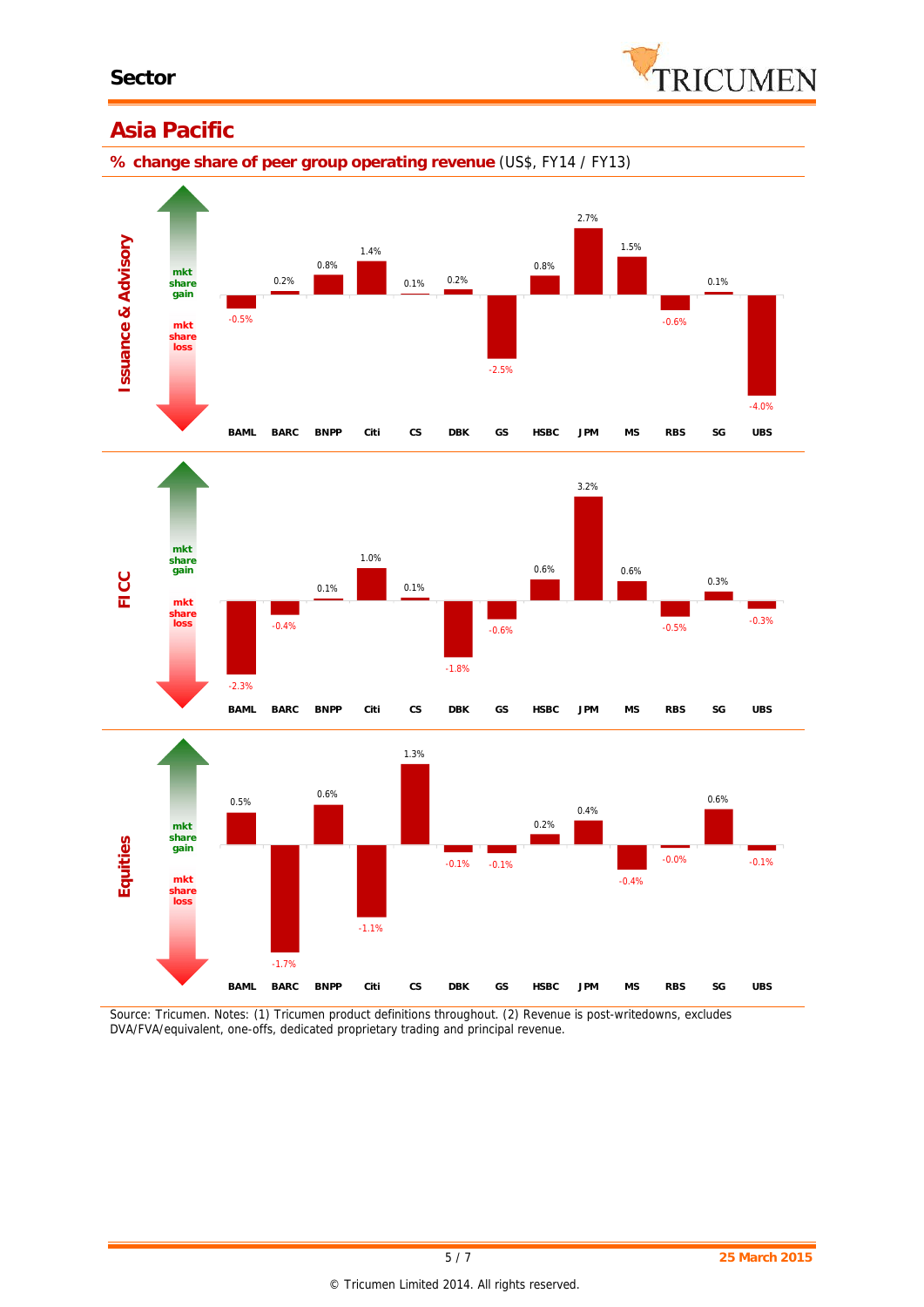## Asia Pacific

**% change share of peer group operating revenue** (US$, FY14 / FY13)

| | BAML | BARC | BNPP | Citi | CS | DBK | GS | HSBC | JPM | MS | RBS | SG | UBS |
|---|---|---|---|---|---|---|---|---|---|---|---|---|---|
| Issuance & Advisory | -0.5% | 0.2% | 0.8% | 1.4% | 0.1% | 0.2% | -2.5% | 0.8% | 2.7% | 1.5% | -0.6% | 0.1% | -4.0% |
| FICC | -2.3% | -0.4% | 0.1% | 1.0% | 0.1% | -1.8% | -0.6% | 0.6% | 3.2% | 0.6% | -0.5% | 0.3% | -0.3% |
| Equities | 0.5% | -1.7% | 0.6% | -1.1% | 1.3% | -0.1% | -0.1% | 0.2% | 0.4% | -0.4% | -0.0% | 0.6% | -0.1% |

(mkt share gain / mkt share loss)

Source: Tricumen. Notes: (1) Tricumen product definitions throughout. (2) Revenue is post-writedowns, excludes DVA/FVA/equivalent, one-offs, dedicated proprietary trading and principal revenue.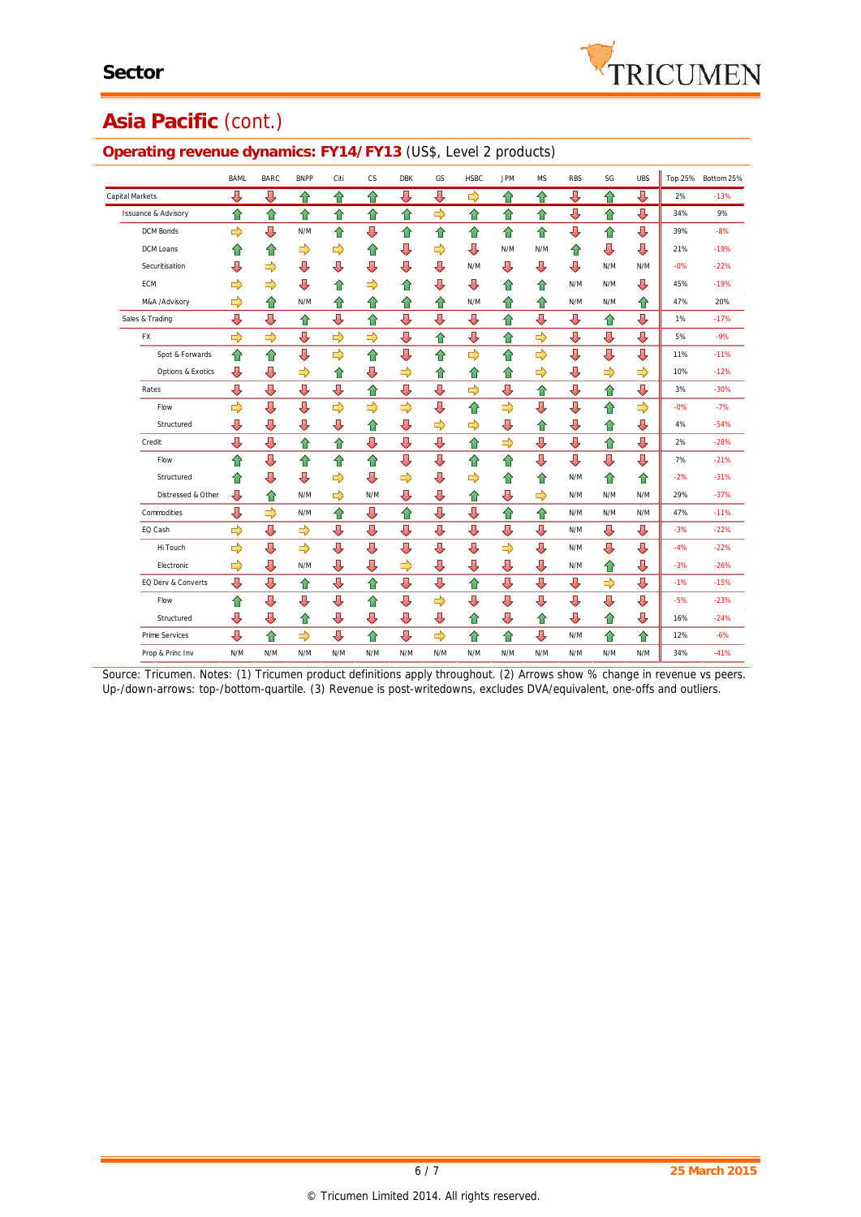## Asia Pacific (cont.)

### Operating revenue dynamics: FY14/FY13 (US$, Level 2 products)

| | BAML | BARC | BNPP | Citi | CS | DBK | GS | HSBC | JPM | MS | RBS | SG | UBS | Top 25% | Bottom 25% |
|---|---|---|---|---|---|---|---|---|---|---|---|---|---|---|---|
| Capital Markets | ⇩ | ⇩ | ⇧ | ⇧ | ⇧ | ⇩ | ⇩ | ⇨ | ⇧ | ⇧ | ⇩ | ⇧ | ⇩ | 2% | -13% |
| Issuance & Advisory | ⇧ | ⇧ | ⇧ | ⇧ | ⇧ | ⇧ | ⇨ | ⇧ | ⇧ | ⇧ | ⇩ | ⇧ | ⇩ | 34% | 9% |
| DCM Bonds | ⇨ | ⇩ | N/M | ⇧ | ⇩ | ⇧ | ⇧ | ⇧ | ⇧ | ⇧ | ⇩ | ⇧ | ⇩ | 39% | -8% |
| DCM Loans | ⇧ | ⇧ | ⇨ | ⇨ | ⇧ | ⇩ | ⇨ | ⇩ | N/M | N/M | ⇧ | ⇩ | ⇩ | 21% | -19% |
| Securitisation | ⇩ | ⇨ | ⇩ | ⇩ | ⇩ | ⇩ | ⇩ | N/M | ⇩ | ⇩ | ⇩ | N/M | N/M | -0% | -22% |
| ECM | ⇨ | ⇨ | ⇩ | ⇧ | ⇨ | ⇧ | ⇩ | ⇩ | ⇧ | ⇧ | N/M | N/M | ⇩ | 45% | -19% |
| M&A /Advisory | ⇨ | ⇧ | N/M | ⇧ | ⇧ | ⇧ | ⇧ | N/M | ⇧ | ⇧ | N/M | N/M | ⇧ | 47% | 20% |
| Sales & Trading | ⇩ | ⇩ | ⇧ | ⇩ | ⇧ | ⇩ | ⇩ | ⇩ | ⇧ | ⇩ | ⇩ | ⇧ | ⇩ | 1% | -17% |
| FX | ⇨ | ⇨ | ⇩ | ⇨ | ⇨ | ⇩ | ⇧ | ⇩ | ⇧ | ⇨ | ⇩ | ⇩ | ⇩ | 5% | -9% |
| Spot & Forwards | ⇧ | ⇧ | ⇩ | ⇨ | ⇧ | ⇩ | ⇧ | ⇨ | ⇧ | ⇨ | ⇩ | ⇩ | ⇩ | 11% | -11% |
| Options & Exotics | ⇩ | ⇩ | ⇨ | ⇧ | ⇩ | ⇨ | ⇧ | ⇧ | ⇧ | ⇨ | ⇩ | ⇨ | ⇨ | 10% | -12% |
| Rates | ⇩ | ⇩ | ⇩ | ⇩ | ⇧ | ⇩ | ⇩ | ⇨ | ⇩ | ⇧ | ⇩ | ⇧ | ⇩ | 3% | -30% |
| Flow | ⇨ | ⇩ | ⇩ | ⇨ | ⇨ | ⇨ | ⇩ | ⇧ | ⇨ | ⇩ | ⇩ | ⇧ | ⇨ | -0% | -7% |
| Structured | ⇩ | ⇩ | ⇩ | ⇩ | ⇧ | ⇩ | ⇨ | ⇨ | ⇩ | ⇧ | ⇩ | ⇧ | ⇩ | 4% | -54% |
| Credit | ⇩ | ⇩ | ⇧ | ⇧ | ⇩ | ⇩ | ⇩ | ⇧ | ⇨ | ⇩ | ⇩ | ⇧ | ⇩ | 2% | -28% |
| Flow | ⇧ | ⇩ | ⇧ | ⇧ | ⇧ | ⇩ | ⇩ | ⇧ | ⇧ | ⇩ | ⇩ | ⇩ | ⇩ | 7% | -21% |
| Structured | ⇧ | ⇩ | ⇩ | ⇨ | ⇩ | ⇨ | ⇩ | ⇨ | ⇧ | ⇧ | N/M | ⇧ | ⇧ | -2% | -31% |
| Distressed & Other | ⇩ | ⇧ | N/M | ⇨ | N/M | ⇩ | ⇩ | ⇧ | ⇩ | ⇨ | N/M | N/M | N/M | 29% | -37% |
| Commodities | ⇩ | ⇨ | N/M | ⇧ | ⇩ | ⇧ | ⇩ | ⇩ | ⇧ | ⇧ | N/M | N/M | N/M | 47% | -11% |
| EQ Cash | ⇨ | ⇩ | ⇨ | ⇩ | ⇩ | ⇩ | ⇩ | ⇩ | ⇩ | ⇩ | N/M | ⇩ | ⇩ | -3% | -22% |
| Hi Touch | ⇨ | ⇩ | ⇨ | ⇩ | ⇩ | ⇩ | ⇩ | ⇩ | ⇨ | ⇩ | N/M | ⇩ | ⇩ | -4% | -22% |
| Electronic | ⇨ | ⇩ | N/M | ⇩ | ⇩ | ⇨ | ⇩ | ⇩ | ⇩ | ⇩ | N/M | ⇧ | ⇩ | -3% | -26% |
| EQ Derv & Converts | ⇩ | ⇩ | ⇧ | ⇩ | ⇧ | ⇩ | ⇩ | ⇧ | ⇩ | ⇩ | ⇩ | ⇨ | ⇩ | -1% | -15% |
| Flow | ⇧ | ⇩ | ⇩ | ⇩ | ⇧ | ⇩ | ⇨ | ⇩ | ⇩ | ⇩ | ⇩ | ⇩ | ⇩ | -5% | -23% |
| Structured | ⇩ | ⇩ | ⇧ | ⇩ | ⇩ | ⇩ | ⇩ | ⇧ | ⇩ | ⇧ | ⇩ | ⇧ | ⇩ | 16% | -24% |
| Prime Services | ⇩ | ⇧ | ⇨ | ⇩ | ⇧ | ⇩ | ⇨ | ⇧ | ⇧ | ⇩ | N/M | ⇧ | ⇧ | 12% | -6% |
| Prop & Princ Inv | N/M | N/M | N/M | N/M | N/M | N/M | N/M | N/M | N/M | N/M | N/M | N/M | N/M | 34% | -41% |

Source: Tricumen. Notes: (1) Tricumen product definitions apply throughout. (2) Arrows show % change in revenue vs peers. Up-/down-arrows: top-/bottom-quartile. (3) Revenue is post-writedowns, excludes DVA/equivalent, one-offs and outliers.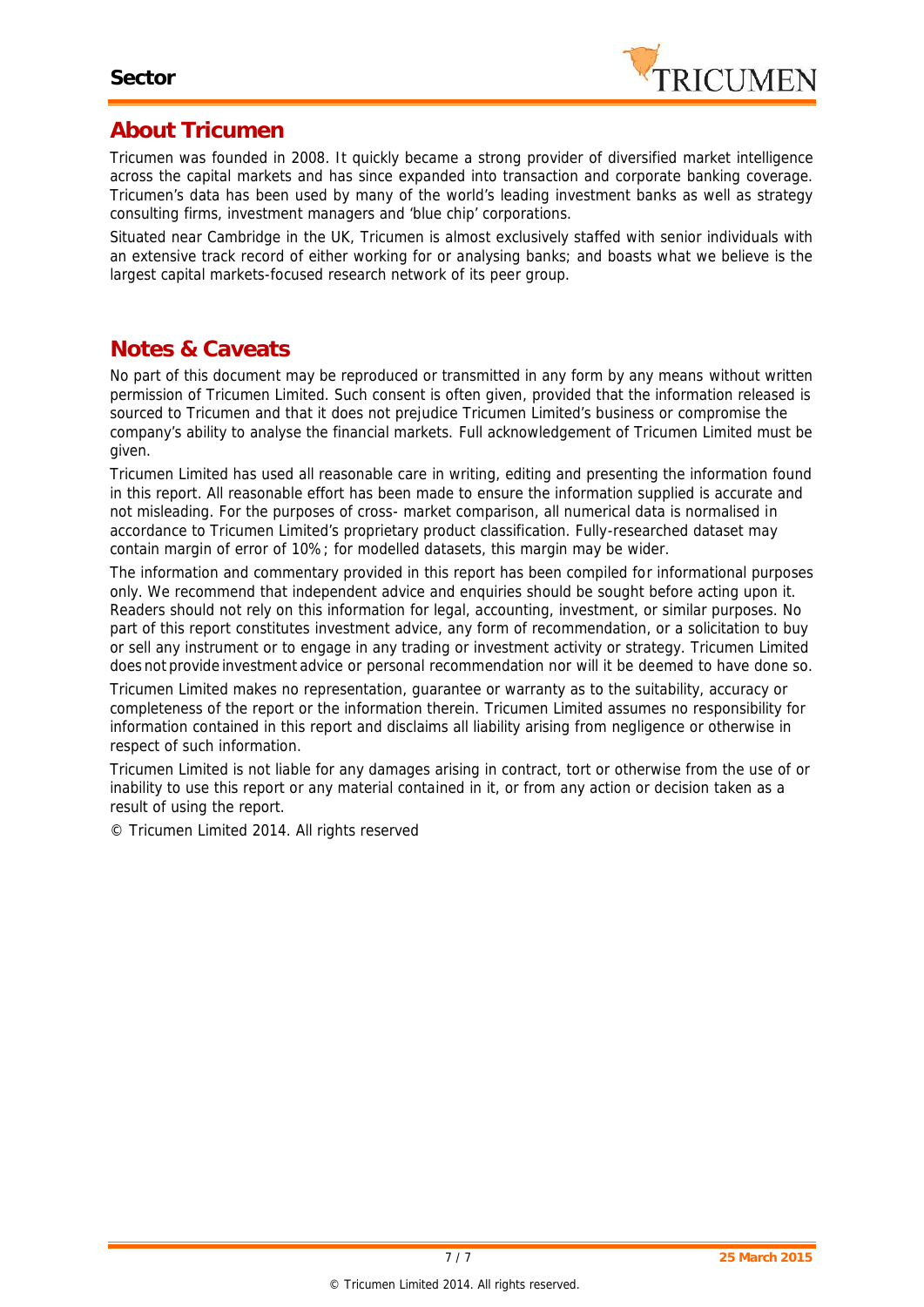## About Tricumen

Tricumen was founded in 2008. It quickly became a strong provider of diversified market intelligence across the capital markets and has since expanded into transaction and corporate banking coverage. Tricumen's data has been used by many of the world's leading investment banks as well as strategy consulting firms, investment managers and 'blue chip' corporations.

Situated near Cambridge in the UK, Tricumen is almost exclusively staffed with senior individuals with an extensive track record of either working for or analysing banks; and boasts what we believe is the largest capital markets-focused research network of its peer group.

## Notes & Caveats

No part of this document may be reproduced or transmitted in any form by any means without written permission of Tricumen Limited. Such consent is often given, provided that the information released is sourced to Tricumen and that it does not prejudice Tricumen Limited's business or compromise the company's ability to analyse the financial markets. Full acknowledgement of Tricumen Limited must be given.

Tricumen Limited has used all reasonable care in writing, editing and presenting the information found in this report. All reasonable effort has been made to ensure the information supplied is accurate and not misleading. For the purposes of cross- market comparison, all numerical data is normalised in accordance to Tricumen Limited's proprietary product classification. Fully-researched dataset may contain margin of error of 10%; for modelled datasets, this margin may be wider.

The information and commentary provided in this report has been compiled for informational purposes only. We recommend that independent advice and enquiries should be sought before acting upon it. Readers should not rely on this information for legal, accounting, investment, or similar purposes. No part of this report constitutes investment advice, any form of recommendation, or a solicitation to buy or sell any instrument or to engage in any trading or investment activity or strategy. Tricumen Limited does not provide investment advice or personal recommendation nor will it be deemed to have done so.

Tricumen Limited makes no representation, guarantee or warranty as to the suitability, accuracy or completeness of the report or the information therein. Tricumen Limited assumes no responsibility for information contained in this report and disclaims all liability arising from negligence or otherwise in respect of such information.

Tricumen Limited is not liable for any damages arising in contract, tort or otherwise from the use of or inability to use this report or any material contained in it, or from any action or decision taken as a result of using the report.

© Tricumen Limited 2014. All rights reserved